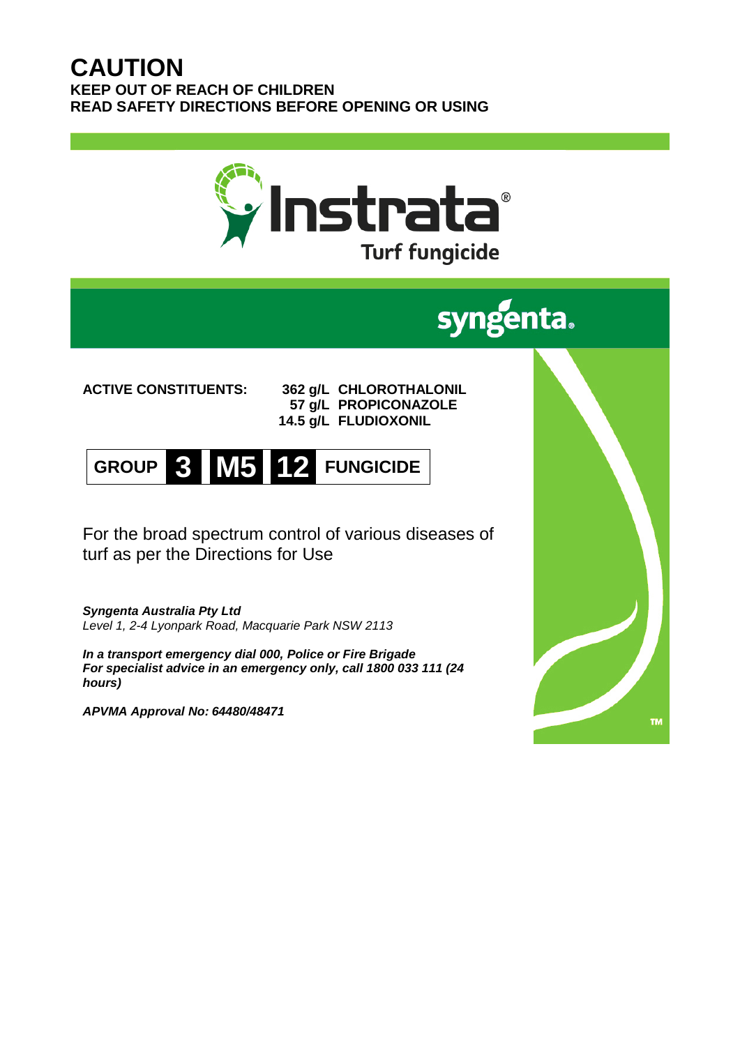# CAUTION

**KEEP OUT OF REACH OF CHILDREN**
**READ SAFETY DIRECTIONS BEFORE OPENING OR USING**

# Instrata®

## Turf fungicide

syngenta.

**ACTIVE CONSTITUENTS:**

| | |
|---|---|
| **362 g/L** | **CHLOROTHALONIL** |
| **57 g/L** | **PROPICONAZOLE** |
| **14.5 g/L** | **FLUDIOXONIL** |

**GROUP 3 M5 12 FUNGICIDE**

For the broad spectrum control of various diseases of turf as per the Directions for Use

***Syngenta Australia Pty Ltd***
*Level 1, 2-4 Lyonpark Road, Macquarie Park NSW 2113*

***In a transport emergency dial 000, Police or Fire Brigade***
***For specialist advice in an emergency only, call 1800 033 111 (24 hours)***

***APVMA Approval No: 64480/48471***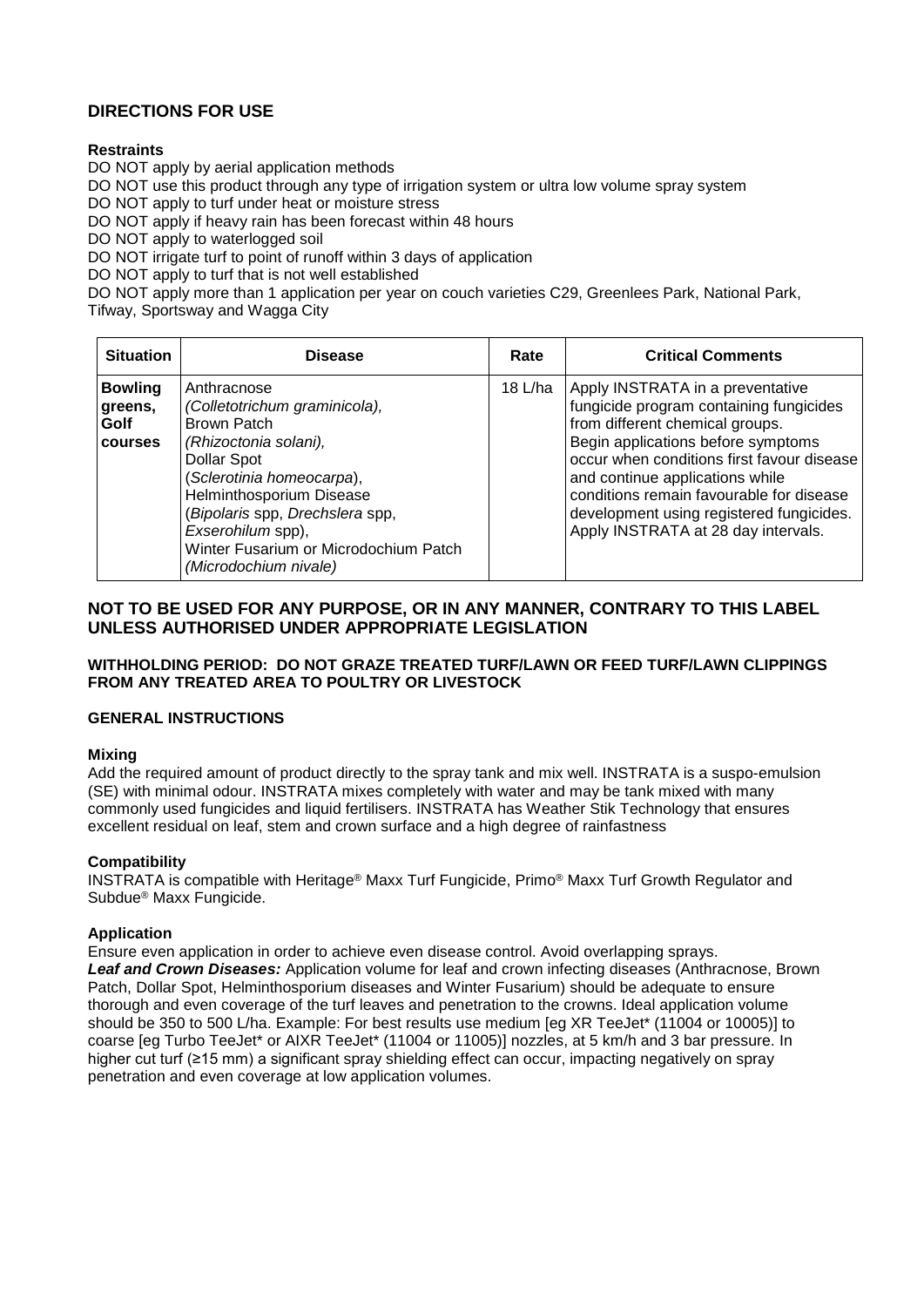## DIRECTIONS FOR USE

**Restraints**

DO NOT apply by aerial application methods
DO NOT use this product through any type of irrigation system or ultra low volume spray system
DO NOT apply to turf under heat or moisture stress
DO NOT apply if heavy rain has been forecast within 48 hours
DO NOT apply to waterlogged soil
DO NOT irrigate turf to point of runoff within 3 days of application
DO NOT apply to turf that is not well established
DO NOT apply more than 1 application per year on couch varieties C29, Greenlees Park, National Park, Tifway, Sportsway and Wagga City

| Situation | Disease | Rate | Critical Comments |
|---|---|---|---|
| **Bowling greens, Golf courses** | Anthracnose *(Colletotrichum graminicola),* Brown Patch *(Rhizoctonia solani),* Dollar Spot (*Sclerotinia homeocarpa*), Helminthosporium Disease (*Bipolaris* spp, *Drechslera* spp, *Exserohilum* spp), Winter Fusarium or Microdochium Patch *(Microdochium nivale)* | 18 L/ha | Apply INSTRATA in a preventative fungicide program containing fungicides from different chemical groups. Begin applications before symptoms occur when conditions first favour disease and continue applications while conditions remain favourable for disease development using registered fungicides. Apply INSTRATA at 28 day intervals. |

### NOT TO BE USED FOR ANY PURPOSE, OR IN ANY MANNER, CONTRARY TO THIS LABEL UNLESS AUTHORISED UNDER APPROPRIATE LEGISLATION

**WITHHOLDING PERIOD: DO NOT GRAZE TREATED TURF/LAWN OR FEED TURF/LAWN CLIPPINGS FROM ANY TREATED AREA TO POULTRY OR LIVESTOCK**

**GENERAL INSTRUCTIONS**

**Mixing**

Add the required amount of product directly to the spray tank and mix well. INSTRATA is a suspo-emulsion (SE) with minimal odour. INSTRATA mixes completely with water and may be tank mixed with many commonly used fungicides and liquid fertilisers. INSTRATA has Weather Stik Technology that ensures excellent residual on leaf, stem and crown surface and a high degree of rainfastness

**Compatibility**

INSTRATA is compatible with Heritage® Maxx Turf Fungicide, Primo® Maxx Turf Growth Regulator and Subdue® Maxx Fungicide.

**Application**

Ensure even application in order to achieve even disease control. Avoid overlapping sprays.
***Leaf and Crown Diseases:*** Application volume for leaf and crown infecting diseases (Anthracnose, Brown Patch, Dollar Spot, Helminthosporium diseases and Winter Fusarium) should be adequate to ensure thorough and even coverage of the turf leaves and penetration to the crowns. Ideal application volume should be 350 to 500 L/ha. Example: For best results use medium [eg XR TeeJet* (11004 or 10005)] to coarse [eg Turbo TeeJet* or AIXR TeeJet* (11004 or 11005)] nozzles, at 5 km/h and 3 bar pressure. In higher cut turf (≥15 mm) a significant spray shielding effect can occur, impacting negatively on spray penetration and even coverage at low application volumes.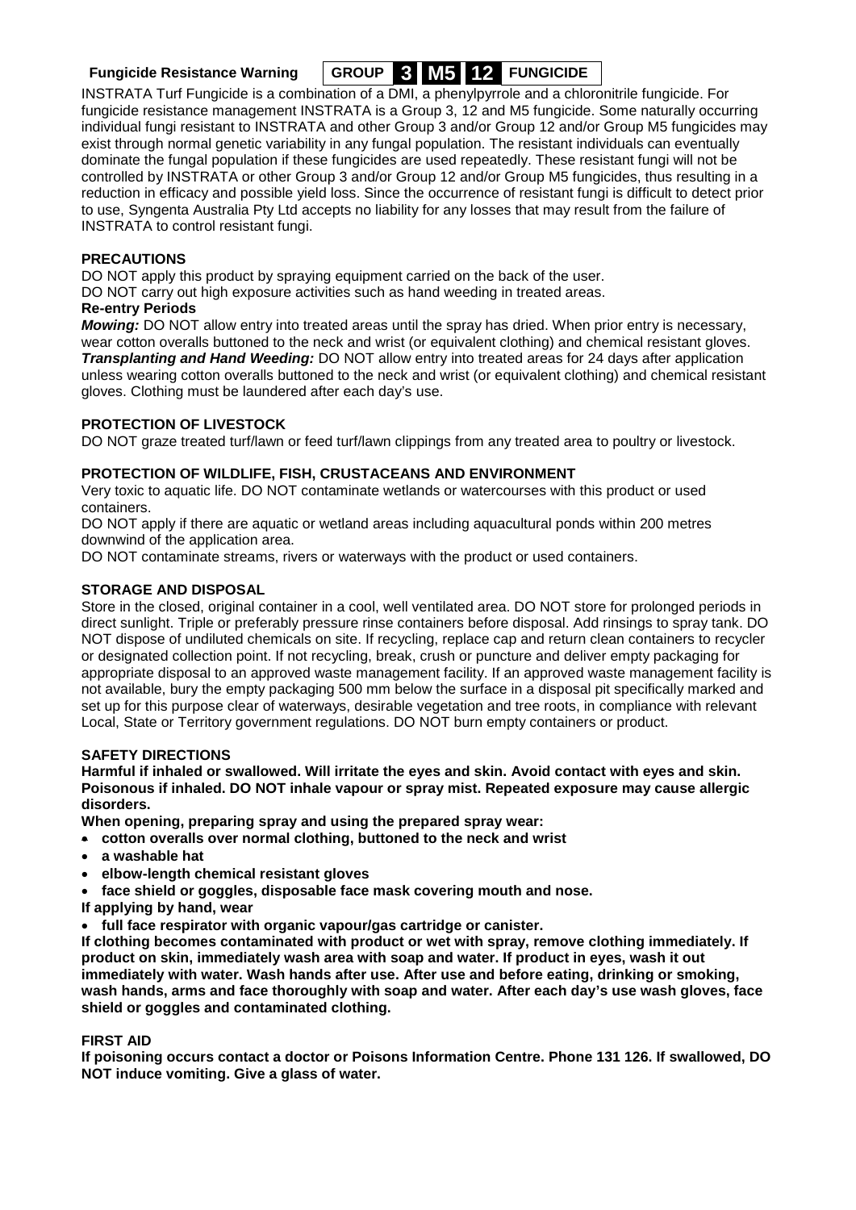**Fungicide Resistance Warning** **GROUP 3 M5 12 FUNGICIDE**

INSTRATA Turf Fungicide is a combination of a DMI, a phenylpyrrole and a chloronitrile fungicide. For fungicide resistance management INSTRATA is a Group 3, 12 and M5 fungicide. Some naturally occurring individual fungi resistant to INSTRATA and other Group 3 and/or Group 12 and/or Group M5 fungicides may exist through normal genetic variability in any fungal population. The resistant individuals can eventually dominate the fungal population if these fungicides are used repeatedly. These resistant fungi will not be controlled by INSTRATA or other Group 3 and/or Group 12 and/or Group M5 fungicides, thus resulting in a reduction in efficacy and possible yield loss. Since the occurrence of resistant fungi is difficult to detect prior to use, Syngenta Australia Pty Ltd accepts no liability for any losses that may result from the failure of INSTRATA to control resistant fungi.

## PRECAUTIONS

DO NOT apply this product by spraying equipment carried on the back of the user.
DO NOT carry out high exposure activities such as hand weeding in treated areas.

### Re-entry Periods

***Mowing:*** DO NOT allow entry into treated areas until the spray has dried. When prior entry is necessary, wear cotton overalls buttoned to the neck and wrist (or equivalent clothing) and chemical resistant gloves.
***Transplanting and Hand Weeding:*** DO NOT allow entry into treated areas for 24 days after application unless wearing cotton overalls buttoned to the neck and wrist (or equivalent clothing) and chemical resistant gloves. Clothing must be laundered after each day's use.

## PROTECTION OF LIVESTOCK

DO NOT graze treated turf/lawn or feed turf/lawn clippings from any treated area to poultry or livestock.

## PROTECTION OF WILDLIFE, FISH, CRUSTACEANS AND ENVIRONMENT

Very toxic to aquatic life. DO NOT contaminate wetlands or watercourses with this product or used containers.
DO NOT apply if there are aquatic or wetland areas including aquacultural ponds within 200 metres downwind of the application area.
DO NOT contaminate streams, rivers or waterways with the product or used containers.

## STORAGE AND DISPOSAL

Store in the closed, original container in a cool, well ventilated area. DO NOT store for prolonged periods in direct sunlight. Triple or preferably pressure rinse containers before disposal. Add rinsings to spray tank. DO NOT dispose of undiluted chemicals on site. If recycling, replace cap and return clean containers to recycler or designated collection point. If not recycling, break, crush or puncture and deliver empty packaging for appropriate disposal to an approved waste management facility. If an approved waste management facility is not available, bury the empty packaging 500 mm below the surface in a disposal pit specifically marked and set up for this purpose clear of waterways, desirable vegetation and tree roots, in compliance with relevant Local, State or Territory government regulations. DO NOT burn empty containers or product.

## SAFETY DIRECTIONS

**Harmful if inhaled or swallowed. Will irritate the eyes and skin. Avoid contact with eyes and skin. Poisonous if inhaled. DO NOT inhale vapour or spray mist. Repeated exposure may cause allergic disorders.**

**When opening, preparing spray and using the prepared spray wear:**

- **cotton overalls over normal clothing, buttoned to the neck and wrist**
- **a washable hat**
- **elbow-length chemical resistant gloves**
- **face shield or goggles, disposable face mask covering mouth and nose.**

**If applying by hand, wear**

- **full face respirator with organic vapour/gas cartridge or canister.**

**If clothing becomes contaminated with product or wet with spray, remove clothing immediately. If product on skin, immediately wash area with soap and water. If product in eyes, wash it out immediately with water. Wash hands after use. After use and before eating, drinking or smoking, wash hands, arms and face thoroughly with soap and water. After each day's use wash gloves, face shield or goggles and contaminated clothing.**

## FIRST AID

**If poisoning occurs contact a doctor or Poisons Information Centre. Phone 131 126. If swallowed, DO NOT induce vomiting. Give a glass of water.**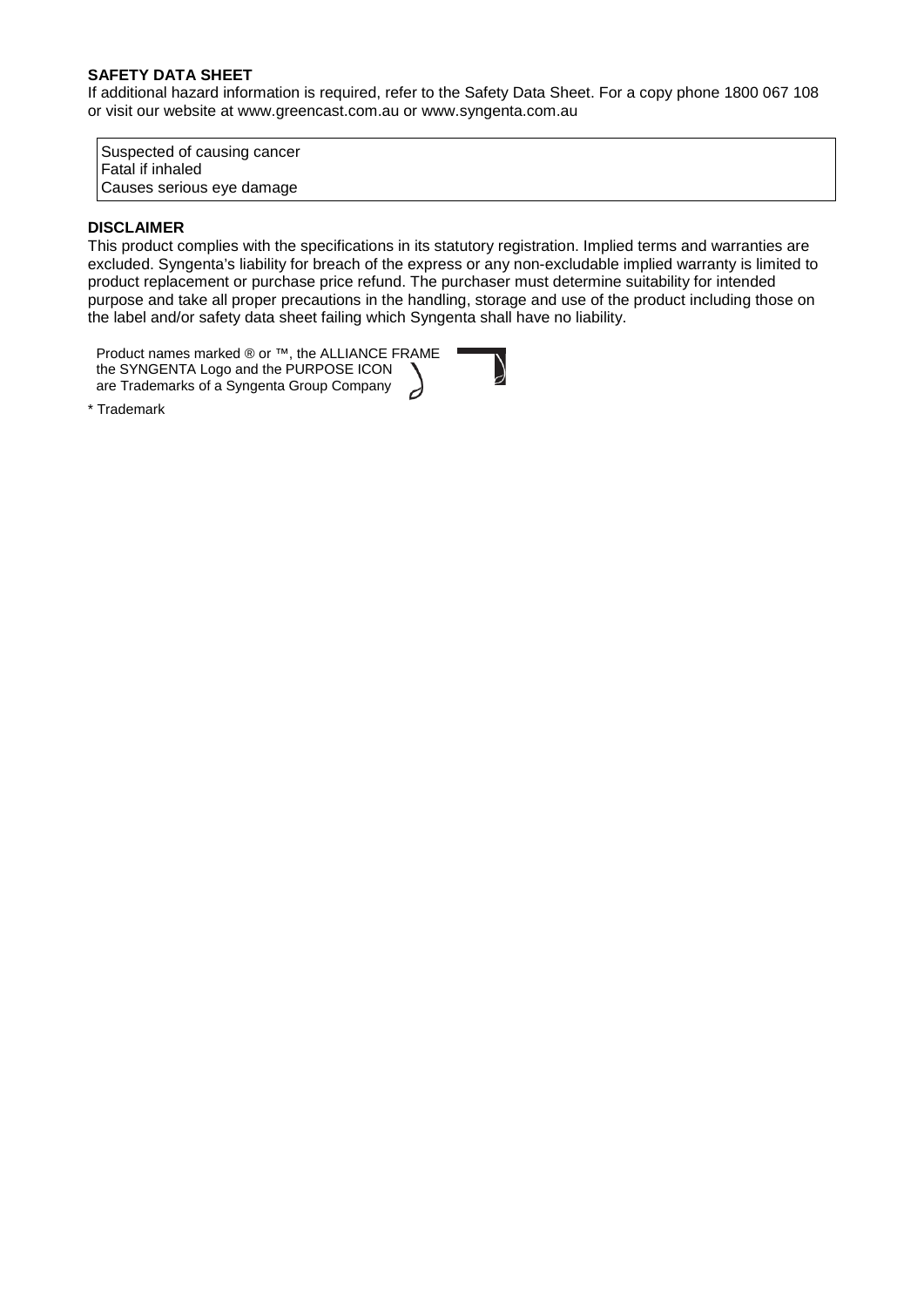**SAFETY DATA SHEET**

If additional hazard information is required, refer to the Safety Data Sheet. For a copy phone 1800 067 108 or visit our website at www.greencast.com.au or www.syngenta.com.au

| |
|---|
| Suspected of causing cancer<br>Fatal if inhaled<br>Causes serious eye damage |

**DISCLAIMER**

This product complies with the specifications in its statutory registration. Implied terms and warranties are excluded. Syngenta's liability for breach of the express or any non-excludable implied warranty is limited to product replacement or purchase price refund. The purchaser must determine suitability for intended purpose and take all proper precautions in the handling, storage and use of the product including those on the label and/or safety data sheet failing which Syngenta shall have no liability.

Product names marked ® or ™, the ALLIANCE FRAME the SYNGENTA Logo and the PURPOSE ICON are Trademarks of a Syngenta Group Company

* Trademark